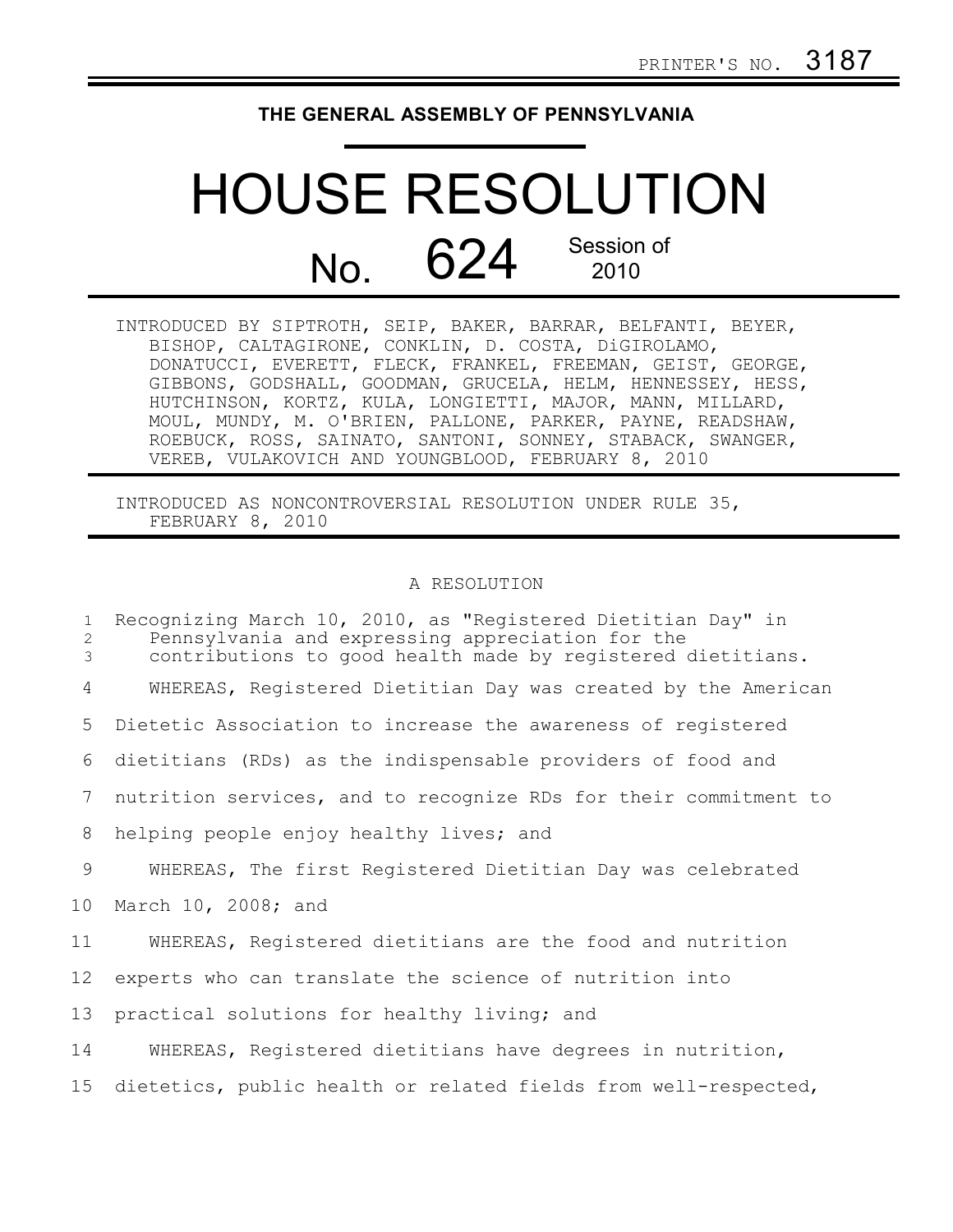PRINTER'S NO. 3187

# THE GENERAL ASSEMBLY OF PENNSYLVANIA

# HOUSE RESOLUTION

## No. 624 Session of 2010

INTRODUCED BY SIPTROTH, SEIP, BAKER, BARRAR, BELFANTI, BEYER, BISHOP, CALTAGIRONE, CONKLIN, D. COSTA, DiGIROLAMO, DONATUCCI, EVERETT, FLECK, FRANKEL, FREEMAN, GEIST, GEORGE, GIBBONS, GODSHALL, GOODMAN, GRUCELA, HELM, HENNESSEY, HESS, HUTCHINSON, KORTZ, KULA, LONGIETTI, MAJOR, MANN, MILLARD, MOUL, MUNDY, M. O'BRIEN, PALLONE, PARKER, PAYNE, READSHAW, ROEBUCK, ROSS, SAINATO, SANTONI, SONNEY, STABACK, SWANGER, VEREB, VULAKOVICH AND YOUNGBLOOD, FEBRUARY 8, 2010

INTRODUCED AS NONCONTROVERSIAL RESOLUTION UNDER RULE 35, FEBRUARY 8, 2010

A RESOLUTION

Recognizing March 10, 2010, as "Registered Dietitian Day" in Pennsylvania and expressing appreciation for the contributions to good health made by registered dietitians.

WHEREAS, Registered Dietitian Day was created by the American Dietetic Association to increase the awareness of registered dietitians (RDs) as the indispensable providers of food and nutrition services, and to recognize RDs for their commitment to helping people enjoy healthy lives; and

WHEREAS, The first Registered Dietitian Day was celebrated March 10, 2008; and

WHEREAS, Registered dietitians are the food and nutrition experts who can translate the science of nutrition into practical solutions for healthy living; and

WHEREAS, Registered dietitians have degrees in nutrition, dietetics, public health or related fields from well-respected,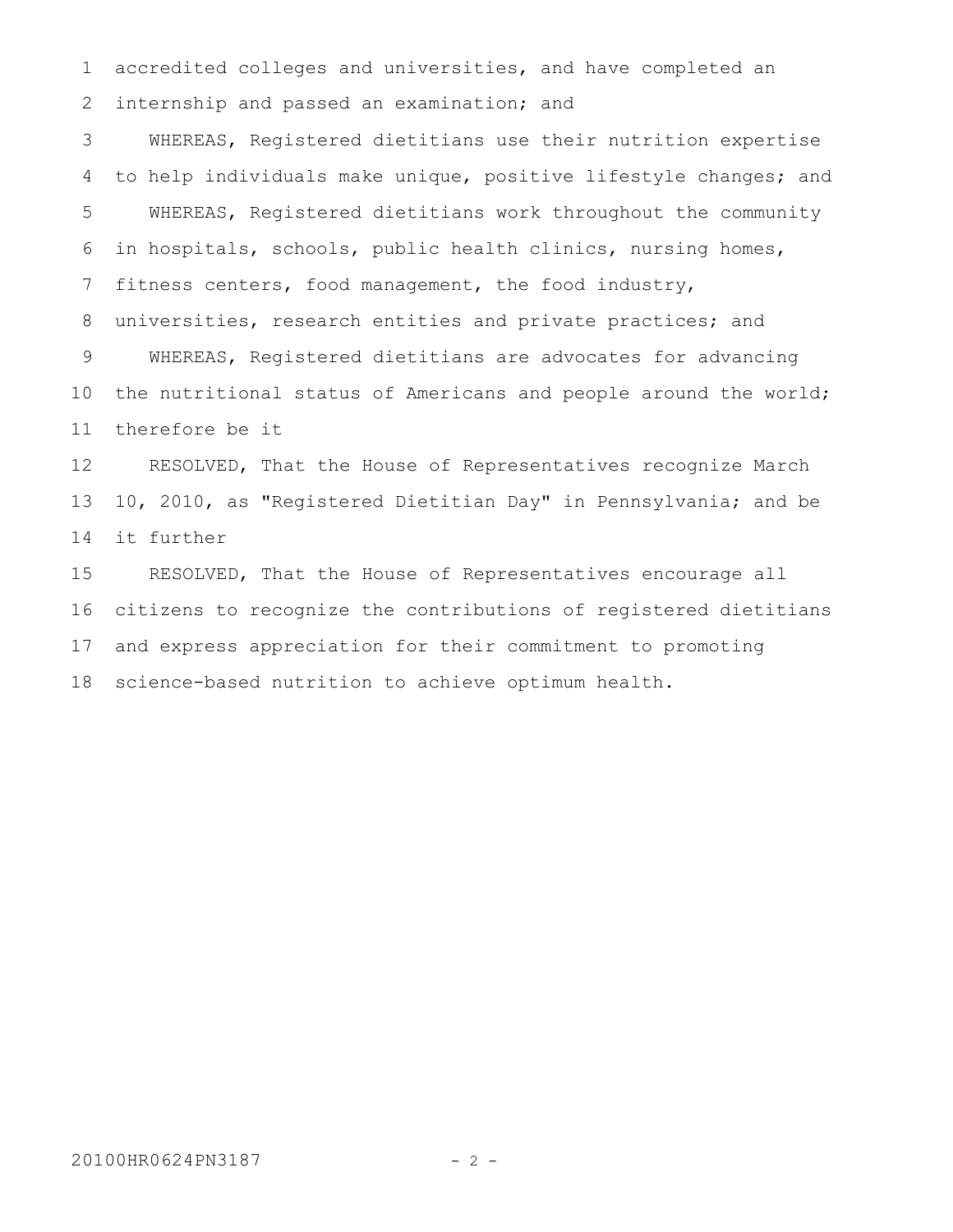accredited colleges and universities, and have completed an internship and passed an examination; and

WHEREAS, Registered dietitians use their nutrition expertise to help individuals make unique, positive lifestyle changes; and

WHEREAS, Registered dietitians work throughout the community in hospitals, schools, public health clinics, nursing homes, fitness centers, food management, the food industry, universities, research entities and private practices; and

WHEREAS, Registered dietitians are advocates for advancing the nutritional status of Americans and people around the world; therefore be it

RESOLVED, That the House of Representatives recognize March 10, 2010, as "Registered Dietitian Day" in Pennsylvania; and be it further

RESOLVED, That the House of Representatives encourage all citizens to recognize the contributions of registered dietitians and express appreciation for their commitment to promoting science-based nutrition to achieve optimum health.